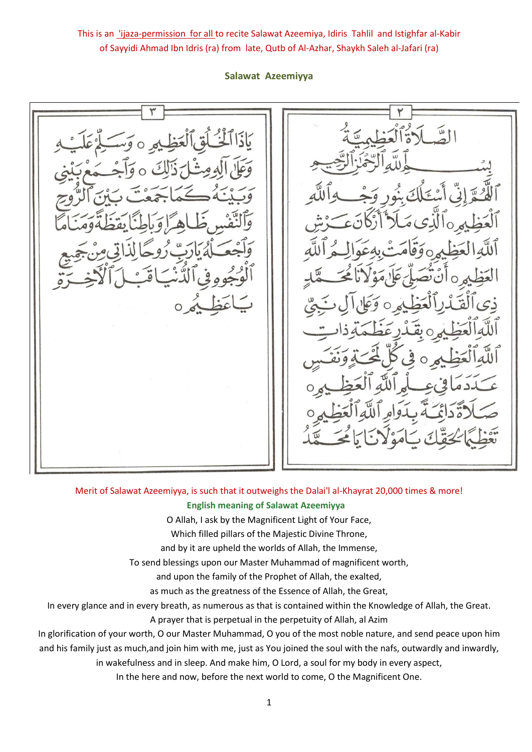This is an 'ijaza-permission for all to recite Salawat Azeemiya, Idiris Tahlil and Istighfar al-Kabir of Sayyidi Ahmad Ibn Idris (ra) from late, Qutb of Al-Azhar, Shaykh Saleh al-Jafari (ra)

## Salawat Azeemiyya

الصَّلَاةُ الْعَظِيمِيَّةُ

بِسْمِ اللَّهِ الرَّحْمَٰنِ الرَّحِيمِ

اللَّهُمَّ إِنِّي أَسْأَلُكَ بِنُورِ وَجْهِ اللَّهِ الْعَظِيمِ ۝ الَّذِي مَلَأَ أَرْكَانَ عَرْشِ اللَّهِ الْعَظِيمِ ۝ وَقَامَتْ بِهِ عَوَالِمُ اللَّهِ الْعَظِيمِ ۝ أَنْ تُصَلِّيَ عَلَى مَوْلَانَا مُحَمَّدٍ ذِي الْقَدْرِ الْعَظِيمِ ۝ وَعَلَى آلِ نَبِيِّ اللَّهِ الْعَظِيمِ ۝ بِقَدْرِ عَظَمَةِ ذَاتِ اللَّهِ الْعَظِيمِ ۝ فِي كُلِّ لَمْحَةٍ وَنَفَسٍ عَدَدَ مَا فِي عِلْمِ اللَّهِ الْعَظِيمِ ۝ صَلَاةً دَائِمَةً بِدَوَامِ اللَّهِ الْعَظِيمِ ۝ تَعْظِيمًا لِحَقِّكَ يَا مَوْلَانَا يَا مُحَمَّدُ يَا ذَا الْخُلُقِ الْعَظِيمِ ۝ وَسَلِّمْ عَلَيْهِ وَعَلَى آلِهِ مِثْلَ ذَلِكَ ۝ وَاجْمَعْ بَيْنِي وَبَيْنَهُ كَمَا جَمَعْتَ بَيْنَ الرُّوحِ وَالنَّفْسِ ظَاهِرًا وَبَاطِنًا يَقَظَةً وَمَنَامًا وَاجْعَلْهُ يَا رَبِّ رُوحًا لِذَاتِي مِنْ جَمِيعِ الْوُجُوهِ فِي الدُّنْيَا قَبْلَ الْآخِرَةِ يَا عَظِيمُ ۝

Merit of Salawat Azeemiyya, is such that it outweighs the Dalai'l al-Khayrat 20,000 times & more!

### English meaning of Salawat Azeemiyya

O Allah, I ask by the Magnificent Light of Your Face,
Which filled pillars of the Majestic Divine Throne,
and by it are upheld the worlds of Allah, the Immense,
To send blessings upon our Master Muhammad of magnificent worth,
and upon the family of the Prophet of Allah, the exalted,
as much as the greatness of the Essence of Allah, the Great,
In every glance and in every breath, as numerous as that is contained within the Knowledge of Allah, the Great.
A prayer that is perpetual in the perpetuity of Allah, al Azim
In glorification of your worth, O our Master Muhammad, O you of the most noble nature, and send peace upon him and his family just as much,and join him with me, just as You joined the soul with the nafs, outwardly and inwardly, in wakefulness and in sleep. And make him, O Lord, a soul for my body in every aspect,
In the here and now, before the next world to come, O the Magnificent One.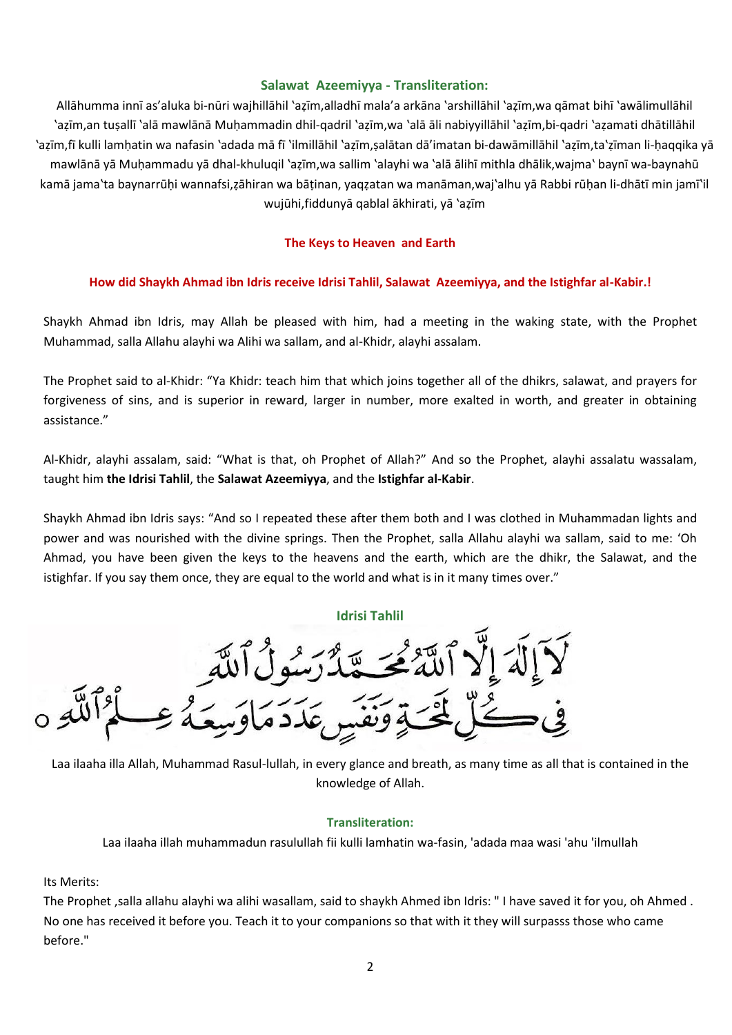### Salawat Azeemiyya - Transliteration:

Allāhumma innī as'aluka bi-nūri wajhillāhil 'aẓīm,alladhī mala'a arkāna 'arshillāhil 'aẓīm,wa qāmat bihī 'awālimullāhil 'aẓīm,an tuṣallī 'alā mawlānā Muḥammadin dhil-qadril 'aẓīm,wa 'alā āli nabiyyillāhil 'aẓīm,bi-qadri 'aẓamati dhātillāhil 'aẓīm,fī kulli lamḥatin wa nafasin 'adada mā fī 'ilmillāhil 'aẓīm,ṣalātan dā'imatan bi-dawāmillāhil 'aẓīm,ta'ẓīman li-ḥaqqika yā mawlānā yā Muḥammadu yā dhal-khuluqil 'aẓīm,wa sallim 'alayhi wa 'alā ālihī mithla dhālik,wajma' baynī wa-baynahū kamā jama'ta baynarrūḥi wannafsi,ẓāhiran wa bāṭinan, yaqẓatan wa manāman,waj'alhu yā Rabbi rūḥan li-dhātī min jamī'il wujūhi,fiddunyā qablal ākhirati, yā 'aẓīm

### The Keys to Heaven and Earth

### How did Shaykh Ahmad ibn Idris receive Idrisi Tahlil, Salawat Azeemiyya, and the Istighfar al-Kabir.!

Shaykh Ahmad ibn Idris, may Allah be pleased with him, had a meeting in the waking state, with the Prophet Muhammad, salla Allahu alayhi wa Alihi wa sallam, and al-Khidr, alayhi assalam.

The Prophet said to al-Khidr: "Ya Khidr: teach him that which joins together all of the dhikrs, salawat, and prayers for forgiveness of sins, and is superior in reward, larger in number, more exalted in worth, and greater in obtaining assistance."

Al-Khidr, alayhi assalam, said: "What is that, oh Prophet of Allah?" And so the Prophet, alayhi assalatu wassalam, taught him **the Idrisi Tahlil**, the **Salawat Azeemiyya**, and the **Istighfar al-Kabir**.

Shaykh Ahmad ibn Idris says: "And so I repeated these after them both and I was clothed in Muhammadan lights and power and was nourished with the divine springs. Then the Prophet, salla Allahu alayhi wa sallam, said to me: 'Oh Ahmad, you have been given the keys to the heavens and the earth, which are the dhikr, the Salawat, and the istighfar. If you say them once, they are equal to the world and what is in it many times over."

### Idrisi Tahlil

لَآ إِلَٰهَ إِلَّا ٱللَّهُ مُحَمَّدٌ رَسُولُ ٱللَّهِ فِي كُلِّ لَمْحَةٍ وَنَفَسٍ عَدَدَ مَا وَسِعَهُ عِلْمُ ٱللَّهِ ۝

Laa ilaaha illa Allah, Muhammad Rasul-lullah, in every glance and breath, as many time as all that is contained in the knowledge of Allah.

### Transliteration:

Laa ilaaha illah muhammadun rasulullah fii kulli lamhatin wa-fasin, 'adada maa wasi 'ahu 'ilmullah

Its Merits:

The Prophet ,salla allahu alayhi wa alihi wasallam, said to shaykh Ahmed ibn Idris: " I have saved it for you, oh Ahmed . No one has received it before you. Teach it to your companions so that with it they will surpasss those who came before."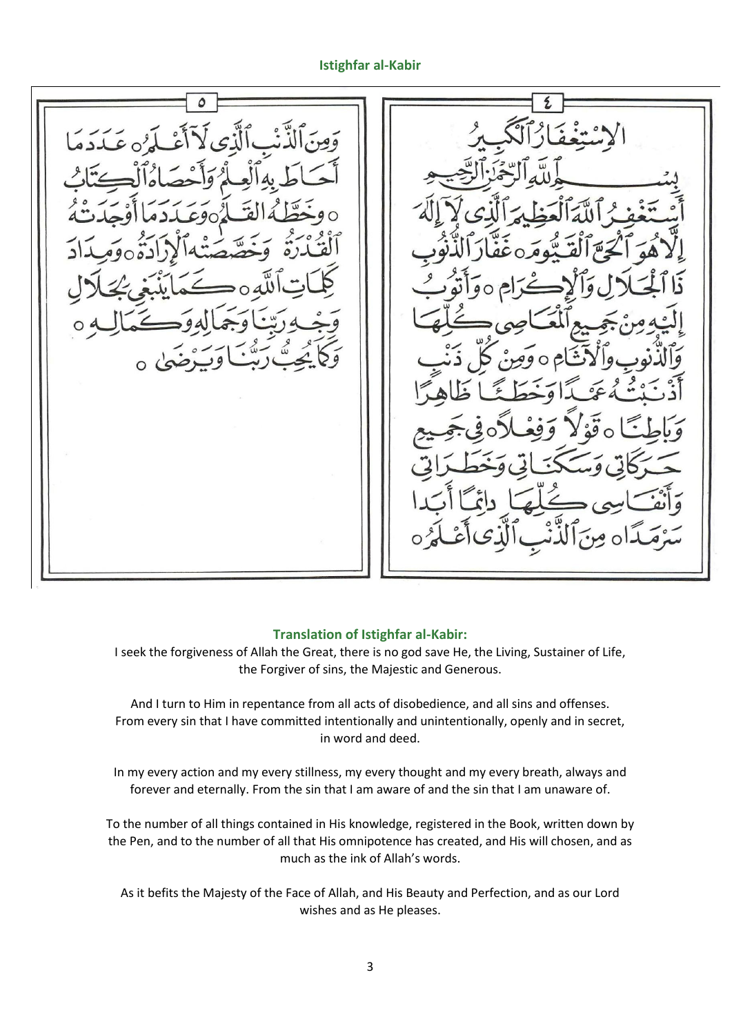## Istighfar al-Kabir

الاستغفار الكبير

بسم الله الرحمن الرحيم

أَسْتَغْفِرُ ٱللَّهَ ٱلْعَظِيمَ ٱلَّذِى لَآ إِلَٰهَ إِلَّا هُوَ ٱلْحَىَّ ٱلْقَيُّومَ ○ غَفَّارَ ٱلذُّنُوبِ ذَا ٱلْجَلَالِ وَٱلْإِكْرَامِ ○ وَأَتُوبُ إِلَيْهِ مِنْ جَمِيعِ ٱلْمَعَاصِى كُلِّهَا وَٱلذُّنُوبِ وَٱلْآثَامِ ○ وَمِنْ كُلِّ ذَنْبٍ أَذْنَبْتُهُ عَمْدًا وَخَطَئًا ظَاهِرًا وَبَاطِنًا ○ قَوْلًا وَفِعْلًا ○ فِى جَمِيعِ حَرَكَاتِى وَسَكَنَاتِى وَخَطَرَاتِى وَأَنْفَاسِى كُلِّهَا دَائِمًا أَبَدًا سَرْمَدًا ○ مِنَ ٱلذَّنْبِ ٱلَّذِى أَعْلَمُ ○

وَمِنَ ٱلذَّنْبِ ٱلَّذِى لَآ أَعْلَمُ ○ عَدَدَ مَا أَحَاطَ بِهِ ٱلْعِلْمُ وَأَحْصَاهُ ٱلْكِتَابُ ○ وَخَطَّهُ ٱلْقَلَمُ ○ وَعَدَدَ مَا أَوْجَدَتْهُ ٱلْقُدْرَةُ وَخَصَّصَتْهُ ٱلْإِرَادَةُ ○ وَمِدَادَ كَلِمَاتِ ٱللَّهِ ○ كَمَا يَنْبَغِى لِجَلَالِ وَجْهِ رَبِّنَا وَجَمَالِهِ وَكَمَالِهِ ○ وَكَمَا يُحِبُّ رَبُّنَا وَيَرْضَىٰ ○

### Translation of Istighfar al-Kabir:

I seek the forgiveness of Allah the Great, there is no god save He, the Living, Sustainer of Life, the Forgiver of sins, the Majestic and Generous.

And I turn to Him in repentance from all acts of disobedience, and all sins and offenses. From every sin that I have committed intentionally and unintentionally, openly and in secret, in word and deed.

In my every action and my every stillness, my every thought and my every breath, always and forever and eternally. From the sin that I am aware of and the sin that I am unaware of.

To the number of all things contained in His knowledge, registered in the Book, written down by the Pen, and to the number of all that His omnipotence has created, and His will chosen, and as much as the ink of Allah's words.

As it befits the Majesty of the Face of Allah, and His Beauty and Perfection, and as our Lord wishes and as He pleases.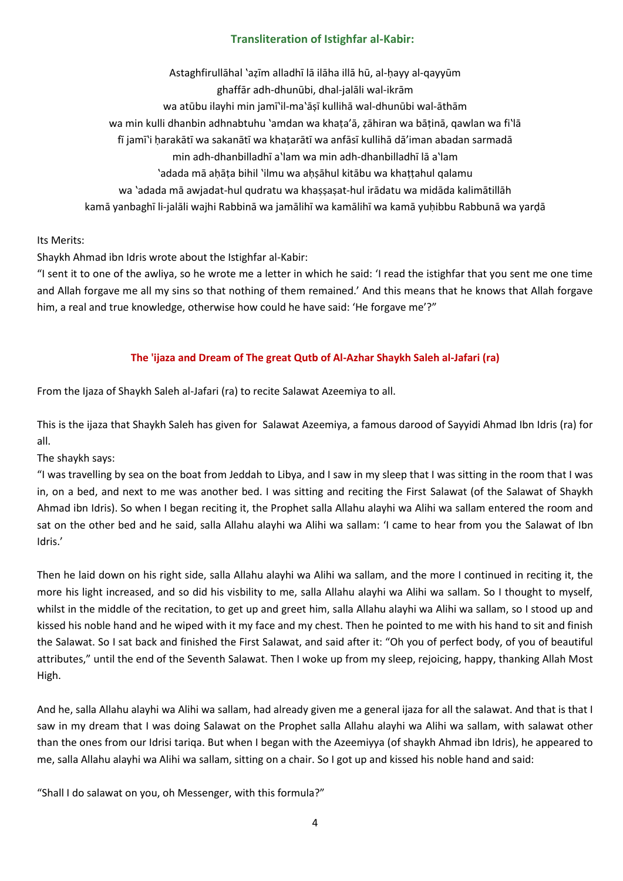### Transliteration of Istighfar al-Kabir:

Astaghfirullāhal ʿaẓīm alladhī lā ilāha illā hū, al-ḥayy al-qayyūm
ghaffār adh-dhunūbi, dhal-jalāli wal-ikrām
wa atūbu ilayhi min jamīʿil-maʿāṣī kullihā wal-dhunūbi wal-āthām
wa min kulli dhanbin adhnabtuhu ʿamdan wa khaṭa'ā, ẓāhiran wa bāṭinā, qawlan wa fiʿlā
fī jamīʿi ḥarakātī wa sakanātī wa khaṭarātī wa anfāsī kullihā dā'iman abadan sarmadā
min adh-dhanbilladhī aʿlam wa min adh-dhanbilladhī lā aʿlam
ʿadada mā aḥāṭa bihil ʿilmu wa aḥṣāhul kitābu wa khaṭṭahul qalamu
wa ʿadada mā awjadat-hul qudratu wa khaṣṣaṣat-hul irādatu wa midāda kalimātillāh
kamā yanbaghī li-jalāli wajhi Rabbinā wa jamālihī wa kamālihī wa kamā yuḥibbu Rabbunā wa yarḍā

Its Merits:

Shaykh Ahmad ibn Idris wrote about the Istighfar al-Kabir:

"I sent it to one of the awliya, so he wrote me a letter in which he said: 'I read the istighfar that you sent me one time and Allah forgave me all my sins so that nothing of them remained.' And this means that he knows that Allah forgave him, a real and true knowledge, otherwise how could he have said: 'He forgave me'?"

### The 'ijaza and Dream of The great Qutb of Al-Azhar Shaykh Saleh al-Jafari (ra)

From the Ijaza of Shaykh Saleh al-Jafari (ra) to recite Salawat Azeemiya to all.

This is the ijaza that Shaykh Saleh has given for Salawat Azeemiya, a famous darood of Sayyidi Ahmad Ibn Idris (ra) for all.

The shaykh says:

"I was travelling by sea on the boat from Jeddah to Libya, and I saw in my sleep that I was sitting in the room that I was in, on a bed, and next to me was another bed. I was sitting and reciting the First Salawat (of the Salawat of Shaykh Ahmad ibn Idris). So when I began reciting it, the Prophet salla Allahu alayhi wa Alihi wa sallam entered the room and sat on the other bed and he said, salla Allahu alayhi wa Alihi wa sallam: 'I came to hear from you the Salawat of Ibn Idris.'

Then he laid down on his right side, salla Allahu alayhi wa Alihi wa sallam, and the more I continued in reciting it, the more his light increased, and so did his visbility to me, salla Allahu alayhi wa Alihi wa sallam. So I thought to myself, whilst in the middle of the recitation, to get up and greet him, salla Allahu alayhi wa Alihi wa sallam, so I stood up and kissed his noble hand and he wiped with it my face and my chest. Then he pointed to me with his hand to sit and finish the Salawat. So I sat back and finished the First Salawat, and said after it: "Oh you of perfect body, of you of beautiful attributes," until the end of the Seventh Salawat. Then I woke up from my sleep, rejoicing, happy, thanking Allah Most High.

And he, salla Allahu alayhi wa Alihi wa sallam, had already given me a general ijaza for all the salawat. And that is that I saw in my dream that I was doing Salawat on the Prophet salla Allahu alayhi wa Alihi wa sallam, with salawat other than the ones from our Idrisi tariqa. But when I began with the Azeemiyya (of shaykh Ahmad ibn Idris), he appeared to me, salla Allahu alayhi wa Alihi wa sallam, sitting on a chair. So I got up and kissed his noble hand and said:

"Shall I do salawat on you, oh Messenger, with this formula?"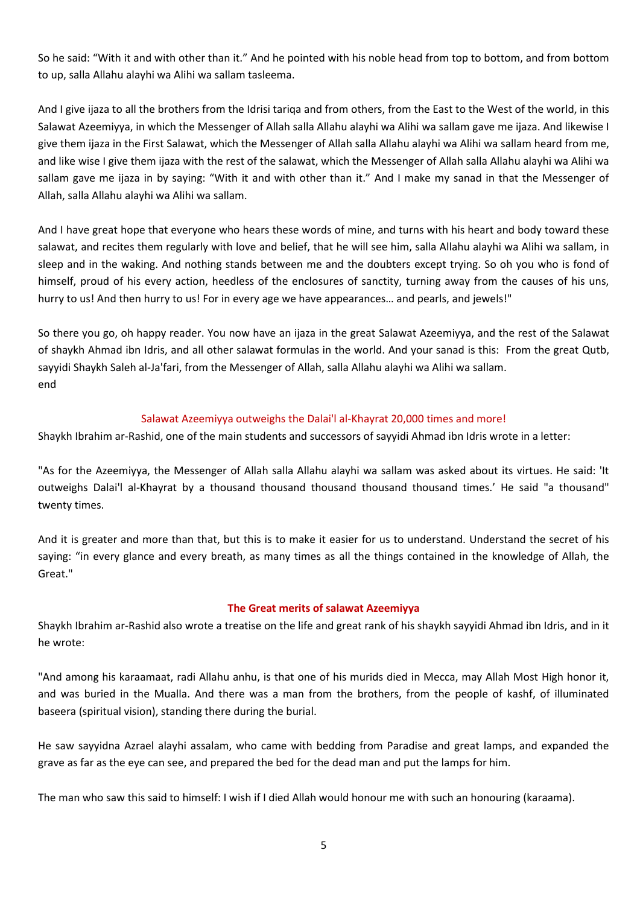So he said: "With it and with other than it." And he pointed with his noble head from top to bottom, and from bottom to up, salla Allahu alayhi wa Alihi wa sallam tasleema.

And I give ijaza to all the brothers from the Idrisi tariqa and from others, from the East to the West of the world, in this Salawat Azeemiyya, in which the Messenger of Allah salla Allahu alayhi wa Alihi wa sallam gave me ijaza. And likewise I give them ijaza in the First Salawat, which the Messenger of Allah salla Allahu alayhi wa Alihi wa sallam heard from me, and like wise I give them ijaza with the rest of the salawat, which the Messenger of Allah salla Allahu alayhi wa Alihi wa sallam gave me ijaza in by saying: "With it and with other than it." And I make my sanad in that the Messenger of Allah, salla Allahu alayhi wa Alihi wa sallam.

And I have great hope that everyone who hears these words of mine, and turns with his heart and body toward these salawat, and recites them regularly with love and belief, that he will see him, salla Allahu alayhi wa Alihi wa sallam, in sleep and in the waking. And nothing stands between me and the doubters except trying. So oh you who is fond of himself, proud of his every action, heedless of the enclosures of sanctity, turning away from the causes of his uns, hurry to us! And then hurry to us! For in every age we have appearances… and pearls, and jewels!"

So there you go, oh happy reader. You now have an ijaza in the great Salawat Azeemiyya, and the rest of the Salawat of shaykh Ahmad ibn Idris, and all other salawat formulas in the world. And your sanad is this: From the great Qutb, sayyidi Shaykh Saleh al-Ja'fari, from the Messenger of Allah, salla Allahu alayhi wa Alihi wa sallam.
end

## Salawat Azeemiyya outweighs the Dalai'l al-Khayrat 20,000 times and more!

Shaykh Ibrahim ar-Rashid, one of the main students and successors of sayyidi Ahmad ibn Idris wrote in a letter:

"As for the Azeemiyya, the Messenger of Allah salla Allahu alayhi wa sallam was asked about its virtues. He said: 'It outweighs Dalai'l al-Khayrat by a thousand thousand thousand thousand thousand times.' He said "a thousand" twenty times.

And it is greater and more than that, but this is to make it easier for us to understand. Understand the secret of his saying: "in every glance and every breath, as many times as all the things contained in the knowledge of Allah, the Great."

## **The Great merits of salawat Azeemiyya**

Shaykh Ibrahim ar-Rashid also wrote a treatise on the life and great rank of his shaykh sayyidi Ahmad ibn Idris, and in it he wrote:

"And among his karaamaat, radi Allahu anhu, is that one of his murids died in Mecca, may Allah Most High honor it, and was buried in the Mualla. And there was a man from the brothers, from the people of kashf, of illuminated baseera (spiritual vision), standing there during the burial.

He saw sayyidna Azrael alayhi assalam, who came with bedding from Paradise and great lamps, and expanded the grave as far as the eye can see, and prepared the bed for the dead man and put the lamps for him.

The man who saw this said to himself: I wish if I died Allah would honour me with such an honouring (karaama).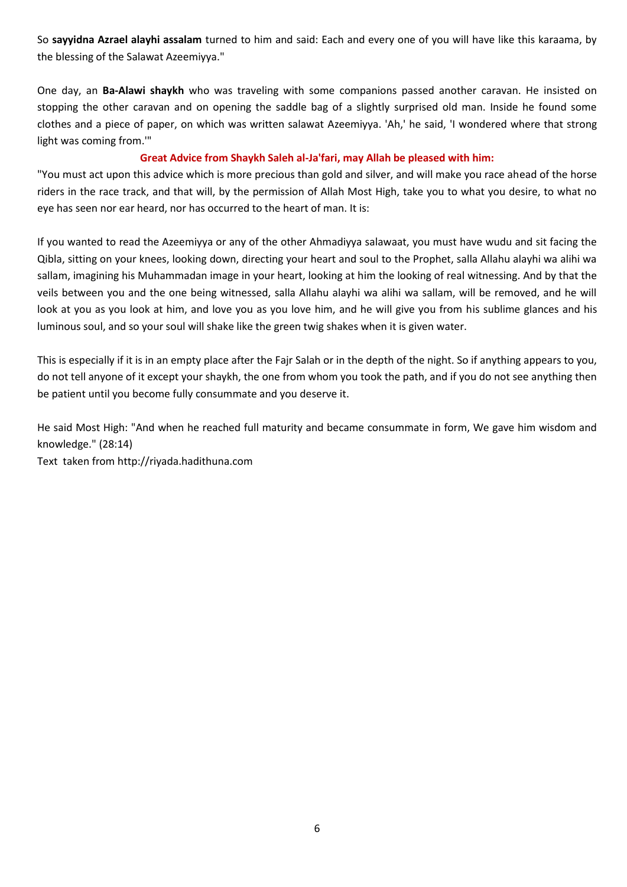So **sayyidna Azrael alayhi assalam** turned to him and said: Each and every one of you will have like this karaama, by the blessing of the Salawat Azeemiyya."

One day, an **Ba-Alawi shaykh** who was traveling with some companions passed another caravan. He insisted on stopping the other caravan and on opening the saddle bag of a slightly surprised old man. Inside he found some clothes and a piece of paper, on which was written salawat Azeemiyya. 'Ah,' he said, 'I wondered where that strong light was coming from.'"

**Great Advice from Shaykh Saleh al-Ja'fari, may Allah be pleased with him:**

"You must act upon this advice which is more precious than gold and silver, and will make you race ahead of the horse riders in the race track, and that will, by the permission of Allah Most High, take you to what you desire, to what no eye has seen nor ear heard, nor has occurred to the heart of man. It is:

If you wanted to read the Azeemiyya or any of the other Ahmadiyya salawaat, you must have wudu and sit facing the Qibla, sitting on your knees, looking down, directing your heart and soul to the Prophet, salla Allahu alayhi wa alihi wa sallam, imagining his Muhammadan image in your heart, looking at him the looking of real witnessing. And by that the veils between you and the one being witnessed, salla Allahu alayhi wa alihi wa sallam, will be removed, and he will look at you as you look at him, and love you as you love him, and he will give you from his sublime glances and his luminous soul, and so your soul will shake like the green twig shakes when it is given water.

This is especially if it is in an empty place after the Fajr Salah or in the depth of the night. So if anything appears to you, do not tell anyone of it except your shaykh, the one from whom you took the path, and if you do not see anything then be patient until you become fully consummate and you deserve it.

He said Most High: "And when he reached full maturity and became consummate in form, We gave him wisdom and knowledge." (28:14)

Text taken from http://riyada.hadithuna.com